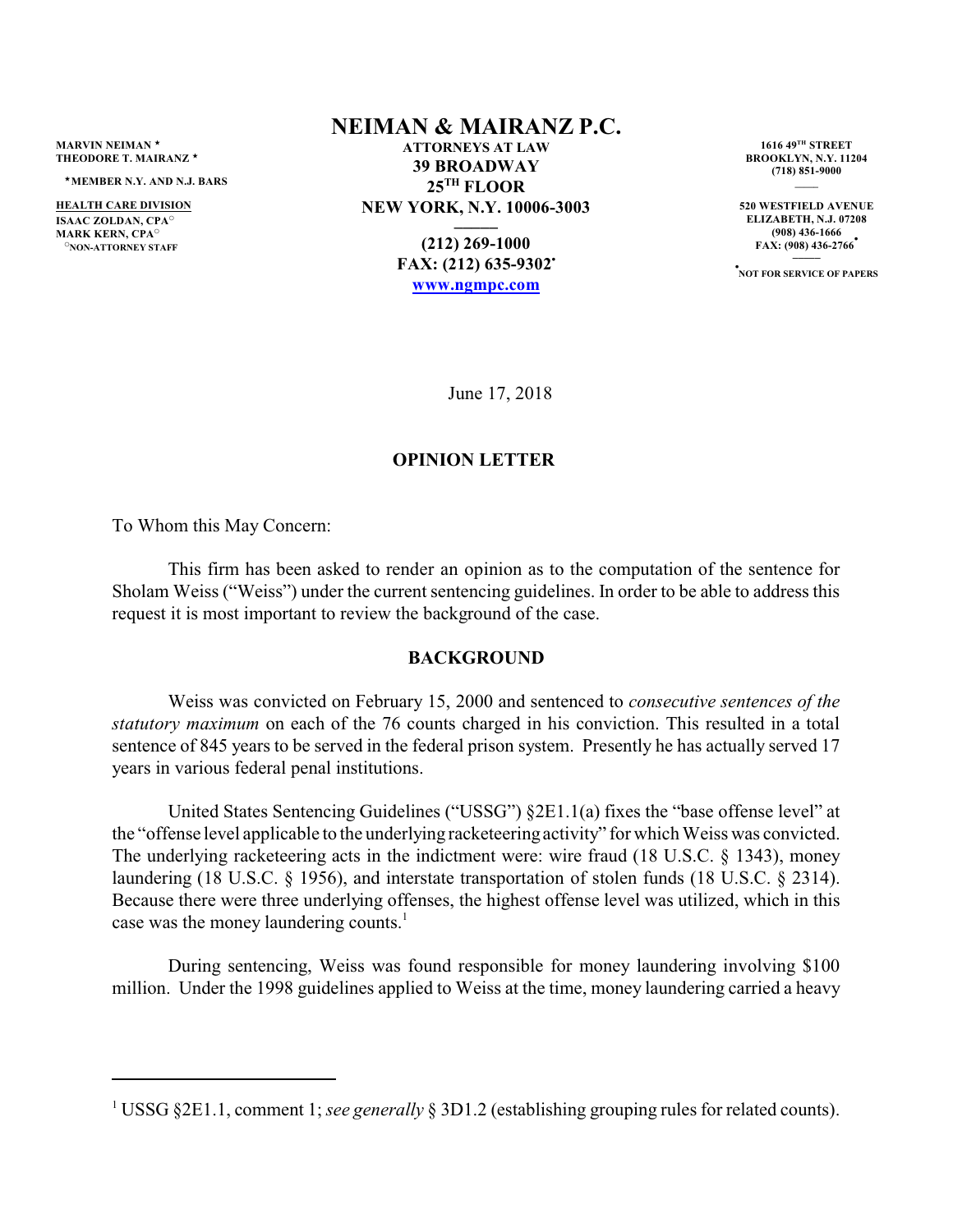MARVIN NEIMAN *
THEODORE T. MAIRANZ *

*MEMBER N.Y. AND N.J. BARS

HEALTH CARE DIVISION
ISAAC ZOLDAN, CPA○
MARK KERN, CPA○
○NON-ATTORNEY STAFF

# NEIMAN & MAIRANZ P.C.

**ATTORNEYS AT LAW**
**39 BROADWAY**
**25TH FLOOR**
**NEW YORK, N.Y. 10006-3003**

**(212) 269-1000**
**FAX: (212) 635-9302•**
**www.ngmpc.com**

**1616 49TH STREET**
**BROOKLYN, N.Y. 11204**
**(718) 851-9000**

**520 WESTFIELD AVENUE**
**ELIZABETH, N.J. 07208**
**(908) 436-1666**
**FAX: (908) 436-2766•**

•NOT FOR SERVICE OF PAPERS

June 17, 2018

## OPINION LETTER

To Whom this May Concern:

This firm has been asked to render an opinion as to the computation of the sentence for Sholam Weiss ("Weiss") under the current sentencing guidelines. In order to be able to address this request it is most important to review the background of the case.

## BACKGROUND

Weiss was convicted on February 15, 2000 and sentenced to *consecutive sentences of the statutory maximum* on each of the 76 counts charged in his conviction. This resulted in a total sentence of 845 years to be served in the federal prison system. Presently he has actually served 17 years in various federal penal institutions.

United States Sentencing Guidelines ("USSG") §2E1.1(a) fixes the "base offense level" at the "offense level applicable to the underlying racketeering activity" for which Weiss was convicted. The underlying racketeering acts in the indictment were: wire fraud (18 U.S.C. § 1343), money laundering (18 U.S.C. § 1956), and interstate transportation of stolen funds (18 U.S.C. § 2314). Because there were three underlying offenses, the highest offense level was utilized, which in this case was the money laundering counts.[1]

During sentencing, Weiss was found responsible for money laundering involving $100 million. Under the 1998 guidelines applied to Weiss at the time, money laundering carried a heavy

---

[1] USSG §2E1.1, comment 1; *see generally* § 3D1.2 (establishing grouping rules for related counts).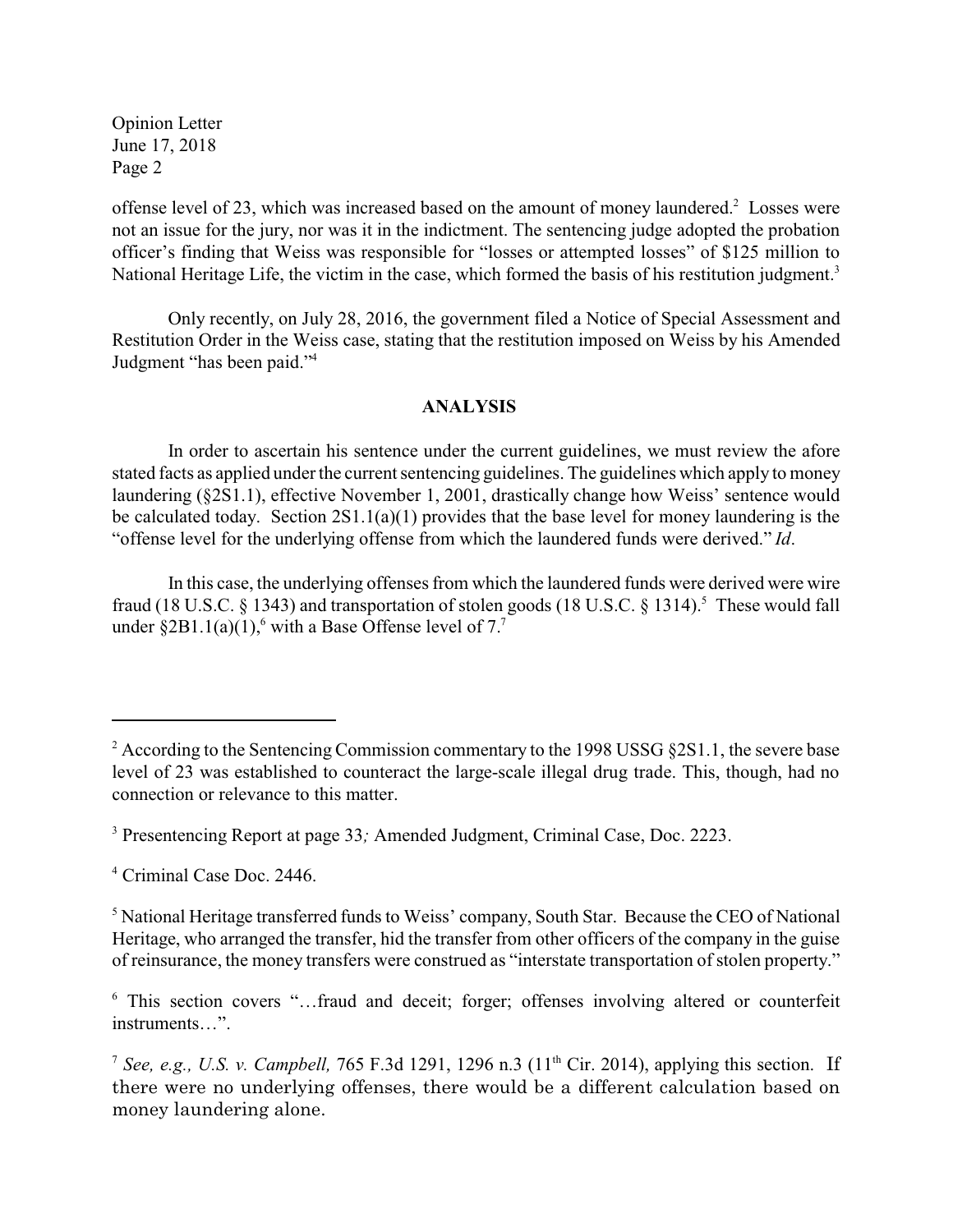offense level of 23, which was increased based on the amount of money laundered.[2] Losses were not an issue for the jury, nor was it in the indictment. The sentencing judge adopted the probation officer's finding that Weiss was responsible for "losses or attempted losses" of $125 million to National Heritage Life, the victim in the case, which formed the basis of his restitution judgment.[3]

Only recently, on July 28, 2016, the government filed a Notice of Special Assessment and Restitution Order in the Weiss case, stating that the restitution imposed on Weiss by his Amended Judgment "has been paid."[4]

## ANALYSIS

In order to ascertain his sentence under the current guidelines, we must review the afore stated facts as applied under the current sentencing guidelines. The guidelines which apply to money laundering (§2S1.1), effective November 1, 2001, drastically change how Weiss' sentence would be calculated today. Section 2S1.1(a)(1) provides that the base level for money laundering is the "offense level for the underlying offense from which the laundered funds were derived." *Id*.

In this case, the underlying offenses from which the laundered funds were derived were wire fraud (18 U.S.C. § 1343) and transportation of stolen goods (18 U.S.C. § 1314).[5] These would fall under §2B1.1(a)(1),[6] with a Base Offense level of 7.[7]

---

[2] According to the Sentencing Commission commentary to the 1998 USSG §2S1.1, the severe base level of 23 was established to counteract the large-scale illegal drug trade. This, though, had no connection or relevance to this matter.

[3] Presentencing Report at page 33*;* Amended Judgment, Criminal Case, Doc. 2223.

[4] Criminal Case Doc. 2446.

[5] National Heritage transferred funds to Weiss' company, South Star. Because the CEO of National Heritage, who arranged the transfer, hid the transfer from other officers of the company in the guise of reinsurance, the money transfers were construed as "interstate transportation of stolen property."

[6] This section covers "…fraud and deceit; forger; offenses involving altered or counterfeit instruments…".

[7] *See, e.g., U.S. v. Campbell,* 765 F.3d 1291, 1296 n.3 (11th Cir. 2014), applying this section. If there were no underlying offenses, there would be a different calculation based on money laundering alone.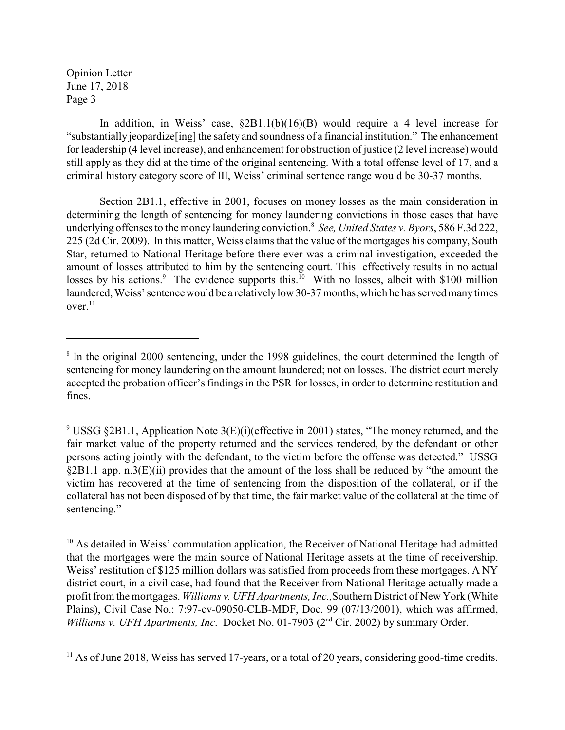In addition, in Weiss' case, §2B1.1(b)(16)(B) would require a 4 level increase for "substantially jeopardize[ing] the safety and soundness of a financial institution." The enhancement for leadership (4 level increase), and enhancement for obstruction of justice (2 level increase) would still apply as they did at the time of the original sentencing. With a total offense level of 17, and a criminal history category score of III, Weiss' criminal sentence range would be 30-37 months.

Section 2B1.1, effective in 2001, focuses on money losses as the main consideration in determining the length of sentencing for money laundering convictions in those cases that have underlying offenses to the money laundering conviction.[8] *See, United States v. Byors*, 586 F.3d 222, 225 (2d Cir. 2009). In this matter, Weiss claims that the value of the mortgages his company, South Star, returned to National Heritage before there ever was a criminal investigation, exceeded the amount of losses attributed to him by the sentencing court. This effectively results in no actual losses by his actions.[9] The evidence supports this.[10] With no losses, albeit with $100 million laundered, Weiss' sentence would be a relatively low 30-37 months, which he has served many times over.[11]

---

[8] In the original 2000 sentencing, under the 1998 guidelines, the court determined the length of sentencing for money laundering on the amount laundered; not on losses. The district court merely accepted the probation officer's findings in the PSR for losses, in order to determine restitution and fines.

[9] USSG §2B1.1, Application Note 3(E)(i)(effective in 2001) states, "The money returned, and the fair market value of the property returned and the services rendered, by the defendant or other persons acting jointly with the defendant, to the victim before the offense was detected." USSG §2B1.1 app. n.3(E)(ii) provides that the amount of the loss shall be reduced by "the amount the victim has recovered at the time of sentencing from the disposition of the collateral, or if the collateral has not been disposed of by that time, the fair market value of the collateral at the time of sentencing."

[10] As detailed in Weiss' commutation application, the Receiver of National Heritage had admitted that the mortgages were the main source of National Heritage assets at the time of receivership. Weiss' restitution of $125 million dollars was satisfied from proceeds from these mortgages. A NY district court, in a civil case, had found that the Receiver from National Heritage actually made a profit from the mortgages. *Williams v. UFH Apartments, Inc.,* Southern District of New York (White Plains), Civil Case No.: 7:97-cv-09050-CLB-MDF, Doc. 99 (07/13/2001), which was affirmed, *Williams v. UFH Apartments, Inc*. Docket No. 01-7903 (2nd Cir. 2002) by summary Order.

[11] As of June 2018, Weiss has served 17-years, or a total of 20 years, considering good-time credits.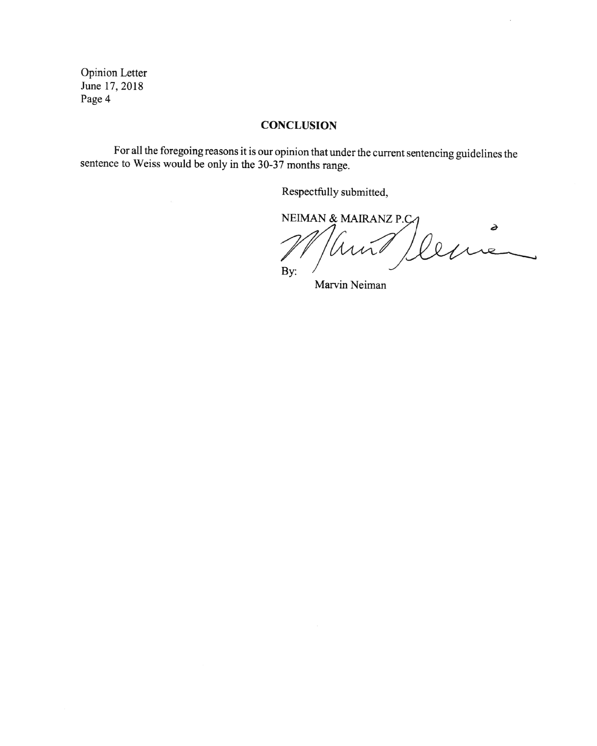## CONCLUSION

For all the foregoing reasons it is our opinion that under the current sentencing guidelines the sentence to Weiss would be only in the 30-37 months range.

Respectfully submitted,

NEIMAN & MAIRANZ P.C.

By:

Marvin Neiman